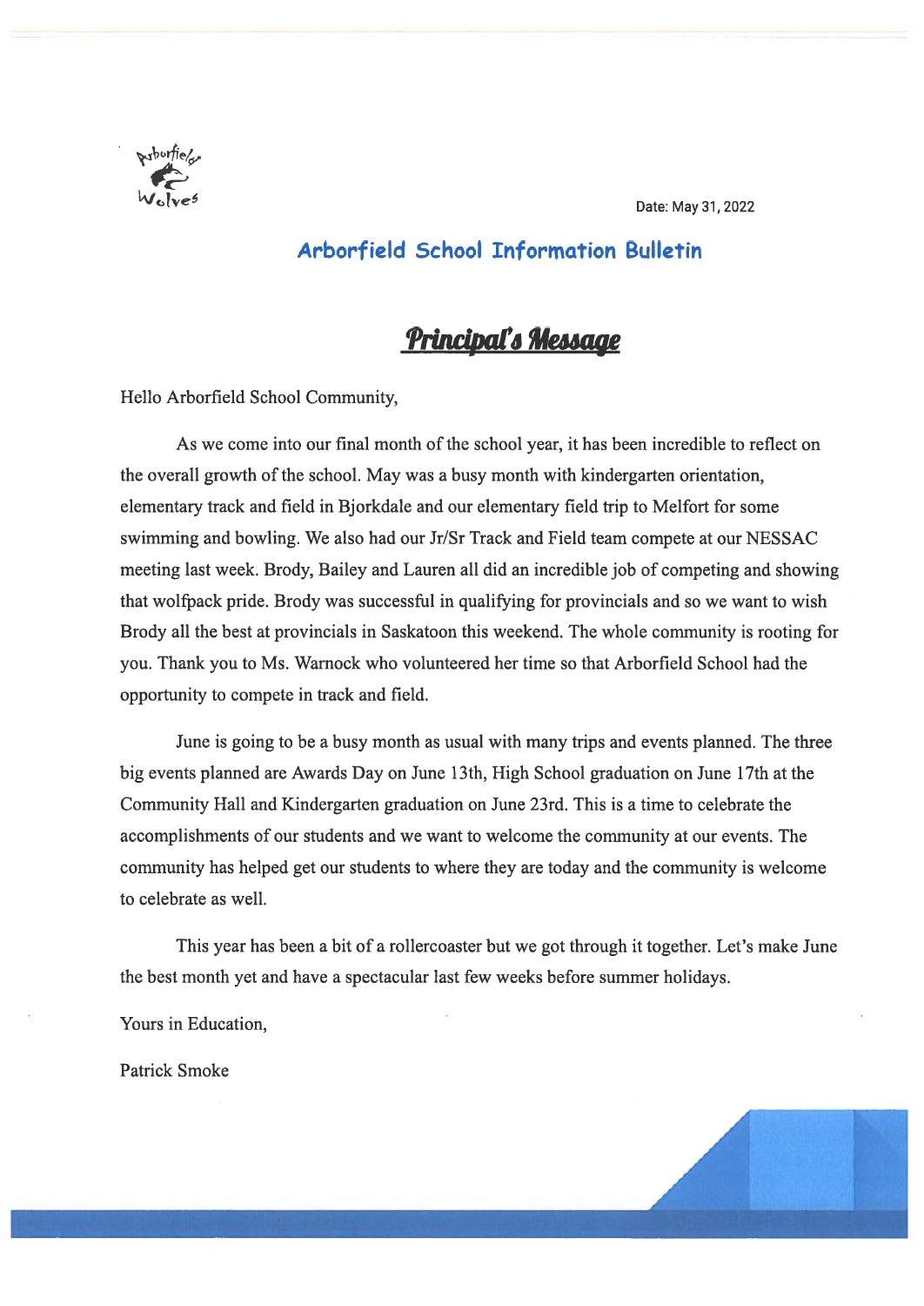Arborfield Wolves

Date: May 31, 2022

# Arborfield School Information Bulletin

## Principal's Message

Hello Arborfield School Community,

As we come into our final month of the school year, it has been incredible to reflect on the overall growth of the school. May was a busy month with kindergarten orientation, elementary track and field in Bjorkdale and our elementary field trip to Melfort for some swimming and bowling. We also had our Jr/Sr Track and Field team compete at our NESSAC meeting last week. Brody, Bailey and Lauren all did an incredible job of competing and showing that wolfpack pride. Brody was successful in qualifying for provincials and so we want to wish Brody all the best at provincials in Saskatoon this weekend. The whole community is rooting for you. Thank you to Ms. Warnock who volunteered her time so that Arborfield School had the opportunity to compete in track and field.

June is going to be a busy month as usual with many trips and events planned. The three big events planned are Awards Day on June 13th, High School graduation on June 17th at the Community Hall and Kindergarten graduation on June 23rd. This is a time to celebrate the accomplishments of our students and we want to welcome the community at our events. The community has helped get our students to where they are today and the community is welcome to celebrate as well.

This year has been a bit of a rollercoaster but we got through it together. Let's make June the best month yet and have a spectacular last few weeks before summer holidays.

Yours in Education,

Patrick Smoke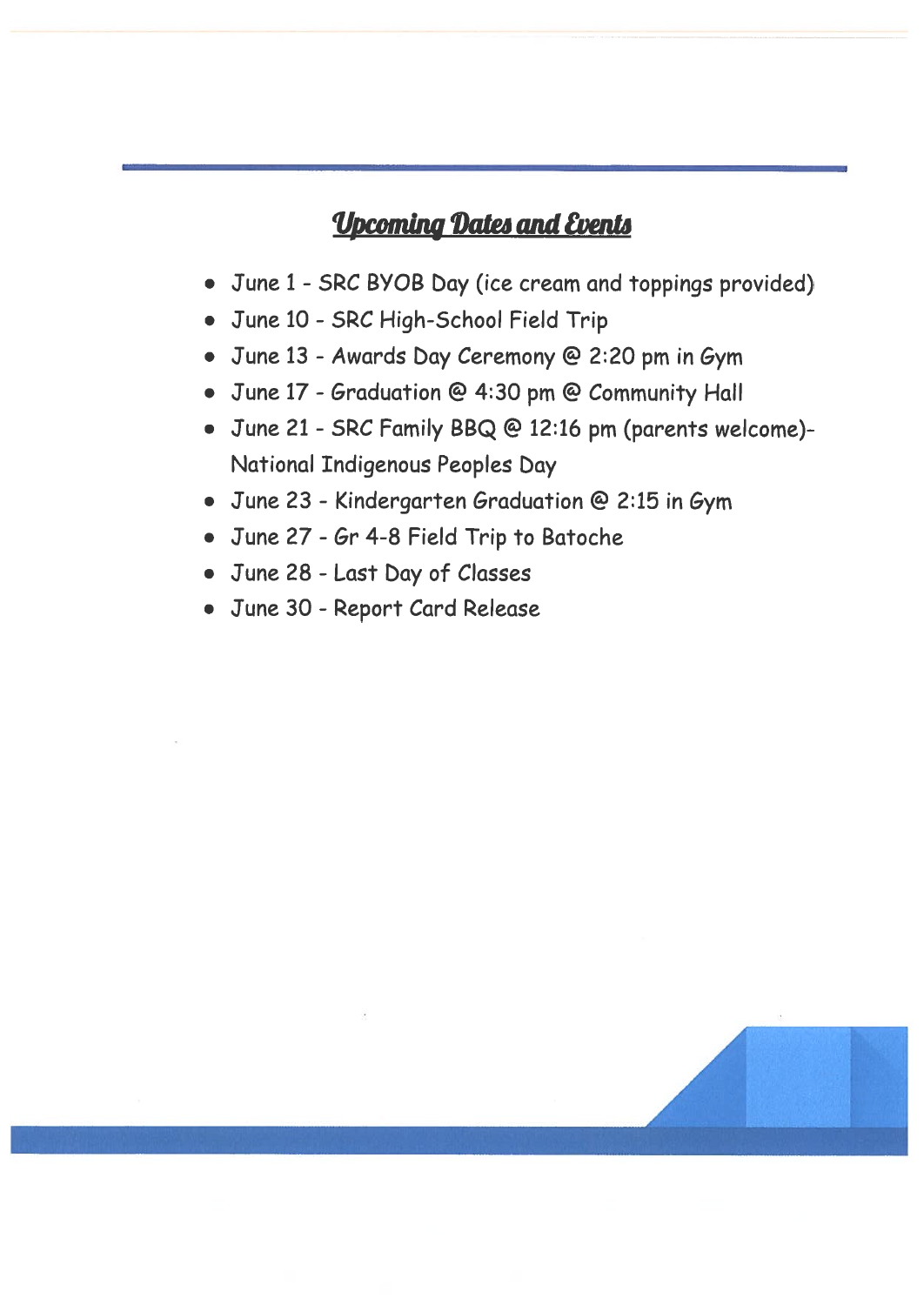## Upcoming Dates and Events

- June 1 - SRC BYOB Day (ice cream and toppings provided)
- June 10 - SRC High-School Field Trip
- June 13 - Awards Day Ceremony @ 2:20 pm in Gym
- June 17 - Graduation @ 4:30 pm @ Community Hall
- June 21 - SRC Family BBQ @ 12:16 pm (parents welcome)- National Indigenous Peoples Day
- June 23 - Kindergarten Graduation @ 2:15 in Gym
- June 27 - Gr 4-8 Field Trip to Batoche
- June 28 - Last Day of Classes
- June 30 - Report Card Release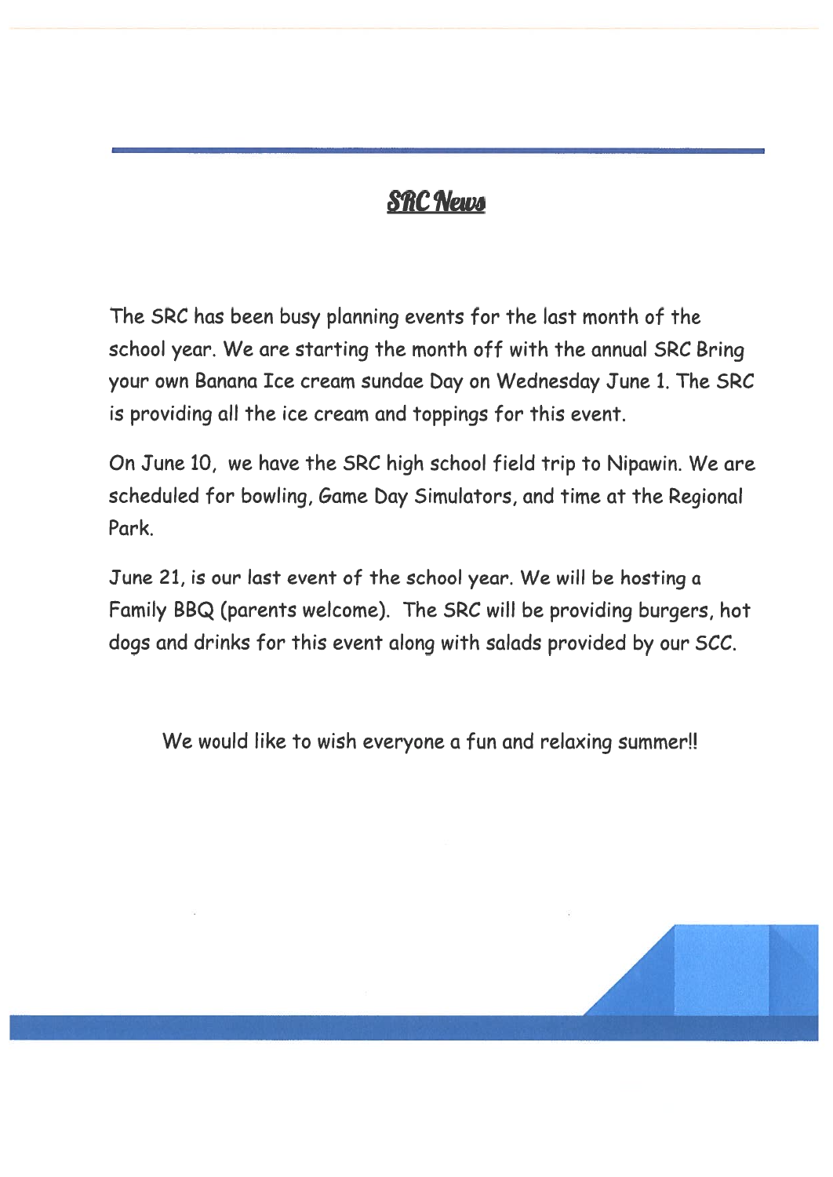## SRC News

The SRC has been busy planning events for the last month of the school year. We are starting the month off with the annual SRC Bring your own Banana Ice cream sundae Day on Wednesday June 1. The SRC is providing all the ice cream and toppings for this event.

On June 10, we have the SRC high school field trip to Nipawin. We are scheduled for bowling, Game Day Simulators, and time at the Regional Park.

June 21, is our last event of the school year. We will be hosting a Family BBQ (parents welcome). The SRC will be providing burgers, hot dogs and drinks for this event along with salads provided by our SCC.

We would like to wish everyone a fun and relaxing summer!!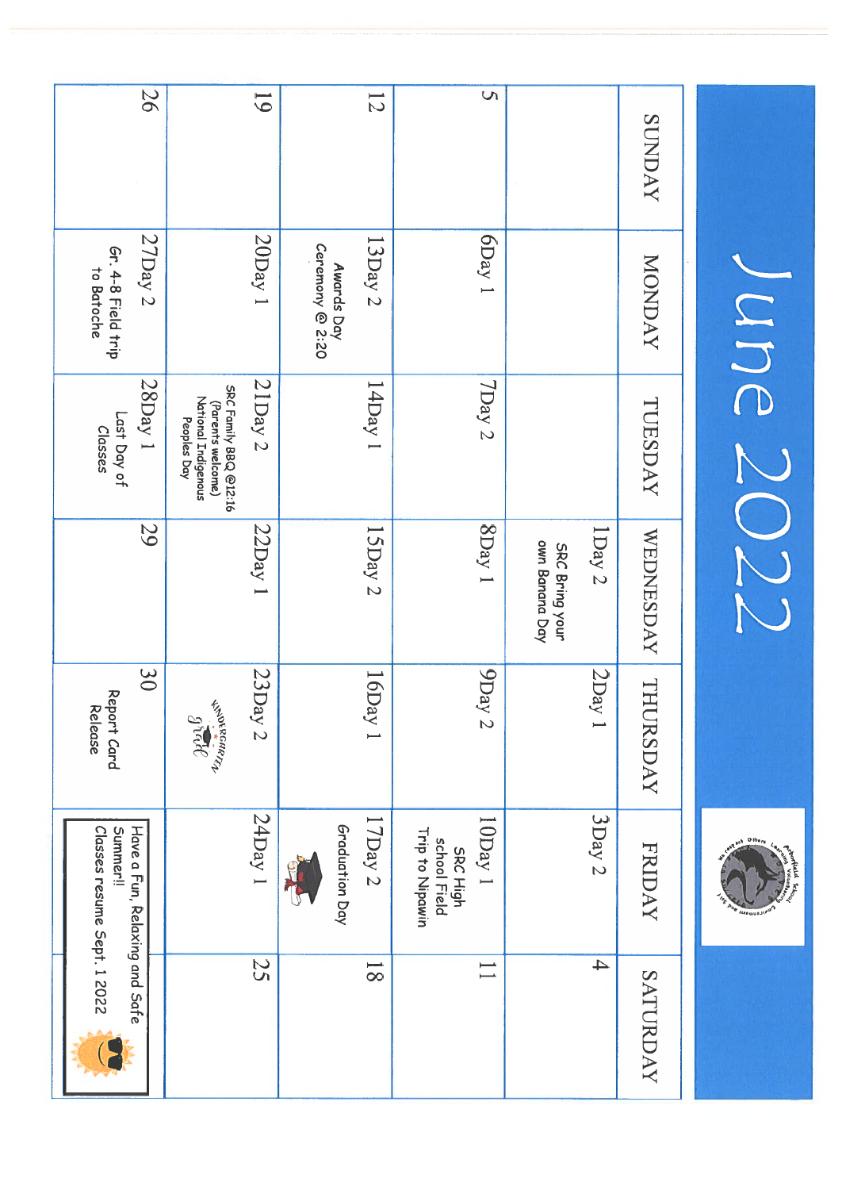# June 2022

| SUNDAY | MONDAY | TUESDAY | WEDNESDAY | THURSDAY | FRIDAY | SATURDAY |
|---|---|---|---|---|---|---|
| | | | 1Day 2 SRC Bring your own Banana Day | 2Day 1 | 3Day 2 | 4 |
| 5 | 6Day 1 | 7Day 2 | 8Day 1 | 9Day 2 | 10Day 1 SRC High school Field Trip to Nipawin | 11 |
| 12 | 13Day 2 Awards Day Ceremony @ 2:20 | 14Day 1 | 15Day 2 | 16Day 1 | 17Day 2 Graduation Day | 18 |
| 19 | 20Day 1 | 21Day 2 SRC Family BBQ @12:16 (Parents welcome) National Indigenous Peoples Day | 22Day 1 | 23Day 2 Kindergarten grad | 24Day 1 | 25 |
| 26 | 27Day 2 Gr. 4-8 Field trip to Batoche | 28Day 1 Last Day of Classes | 29 | 30 Report Card Release | Have a Fun, Relaxing and Safe Summer!! Classes resume Sept. 1 2022 | |